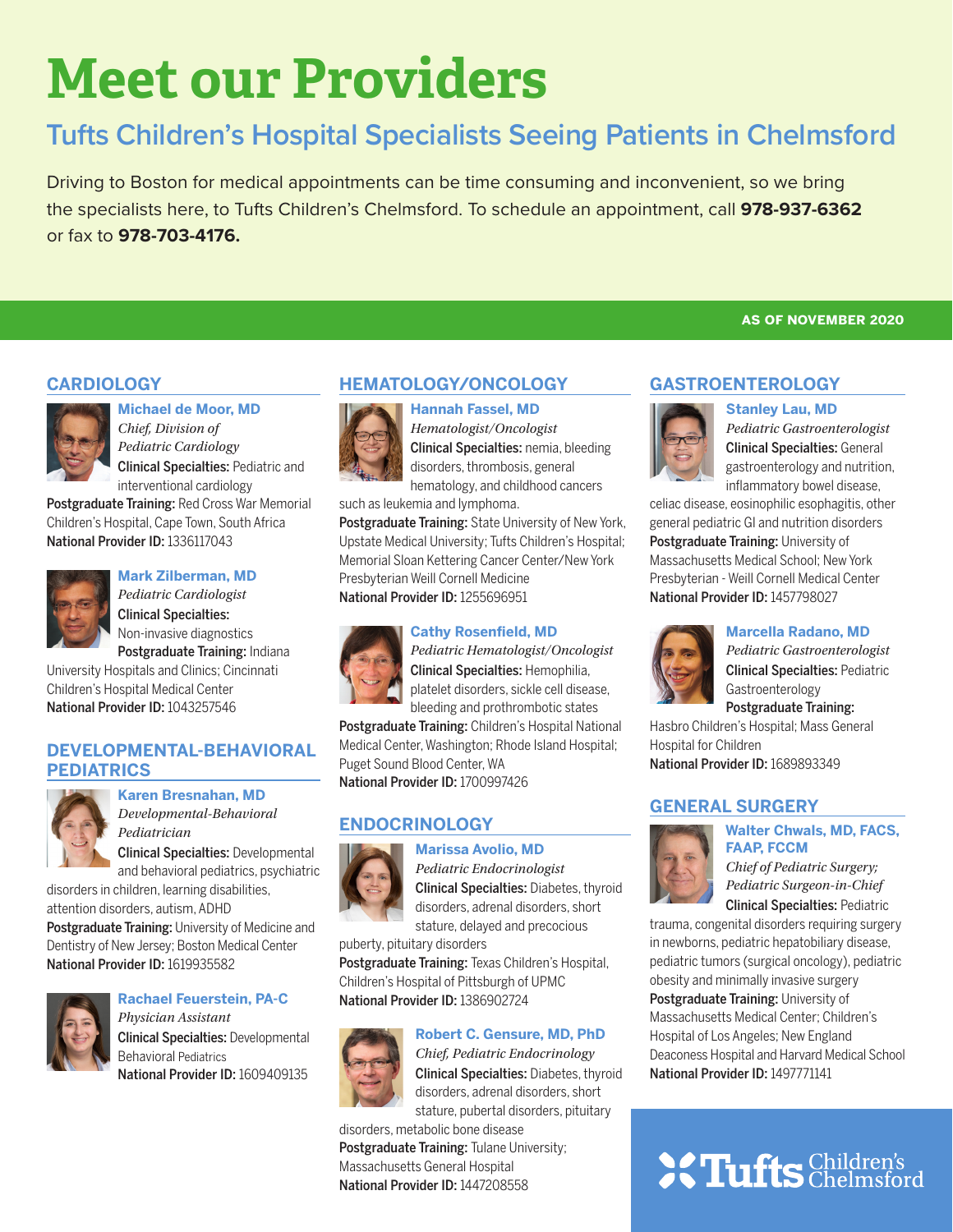# Meet our Providers

## Tufts Children's Hospital Specialists Seeing Patients in Chelmsford

Driving to Boston for medical appointments can be time consuming and inconvenient, so we bring the specialists here, to Tufts Children's Chelmsford. To schedule an appointment, call **978-937-6362** or fax to **978-703-4176.**

**AS OF NOVEMBER 2020**

### CARDIOLOGY

**Michael de Moor, MD**
*Chief, Division of Pediatric Cardiology*
**Clinical Specialties:** Pediatric and interventional cardiology
**Postgraduate Training:** Red Cross War Memorial Children's Hospital, Cape Town, South Africa
**National Provider ID:** 1336117043

**Mark Zilberman, MD**
*Pediatric Cardiologist*
**Clinical Specialties:** Non-invasive diagnostics
**Postgraduate Training:** Indiana University Hospitals and Clinics; Cincinnati Children's Hospital Medical Center
**National Provider ID:** 1043257546

### DEVELOPMENTAL-BEHAVIORAL PEDIATRICS

**Karen Bresnahan, MD**
*Developmental-Behavioral Pediatrician*
**Clinical Specialties:** Developmental and behavioral pediatrics, psychiatric disorders in children, learning disabilities, attention disorders, autism, ADHD
**Postgraduate Training:** University of Medicine and Dentistry of New Jersey; Boston Medical Center
**National Provider ID:** 1619935582

**Rachael Feuerstein, PA-C**
*Physician Assistant*
**Clinical Specialties:** Developmental Behavioral Pediatrics
**National Provider ID:** 1609409135

### HEMATOLOGY/ONCOLOGY

**Hannah Fassel, MD**
*Hematologist/Oncologist*
**Clinical Specialties:** nemia, bleeding disorders, thrombosis, general hematology, and childhood cancers such as leukemia and lymphoma.
**Postgraduate Training:** State University of New York, Upstate Medical University; Tufts Children's Hospital; Memorial Sloan Kettering Cancer Center/New York Presbyterian Weill Cornell Medicine
**National Provider ID:** 1255696951

**Cathy Rosenfield, MD**
*Pediatric Hematologist/Oncologist*
**Clinical Specialties:** Hemophilia, platelet disorders, sickle cell disease, bleeding and prothrombotic states
**Postgraduate Training:** Children's Hospital National Medical Center, Washington; Rhode Island Hospital; Puget Sound Blood Center, WA
**National Provider ID:** 1700997426

### ENDOCRINOLOGY

**Marissa Avolio, MD**
*Pediatric Endocrinologist*
**Clinical Specialties:** Diabetes, thyroid disorders, adrenal disorders, short stature, delayed and precocious puberty, pituitary disorders
**Postgraduate Training:** Texas Children's Hospital, Children's Hospital of Pittsburgh of UPMC
**National Provider ID:** 1386902724

**Robert C. Gensure, MD, PhD**
*Chief, Pediatric Endocrinology*
**Clinical Specialties:** Diabetes, thyroid disorders, adrenal disorders, short stature, pubertal disorders, pituitary disorders, metabolic bone disease
**Postgraduate Training:** Tulane University; Massachusetts General Hospital
**National Provider ID:** 1447208558

### GASTROENTEROLOGY

**Stanley Lau, MD**
*Pediatric Gastroenterologist*
**Clinical Specialties:** General gastroenterology and nutrition, inflammatory bowel disease, celiac disease, eosinophilic esophagitis, other general pediatric GI and nutrition disorders
**Postgraduate Training:** University of Massachusetts Medical School; New York Presbyterian - Weill Cornell Medical Center
**National Provider ID:** 1457798027

**Marcella Radano, MD**
*Pediatric Gastroenterologist*
**Clinical Specialties:** Pediatric Gastroenterology
**Postgraduate Training:** Hasbro Children's Hospital; Mass General Hospital for Children
**National Provider ID:** 1689893349

### GENERAL SURGERY

**Walter Chwals, MD, FACS, FAAP, FCCM**
*Chief of Pediatric Surgery; Pediatric Surgeon-in-Chief*
**Clinical Specialties:** Pediatric trauma, congenital disorders requiring surgery in newborns, pediatric hepatobiliary disease, pediatric tumors (surgical oncology), pediatric obesity and minimally invasive surgery
**Postgraduate Training:** University of Massachusetts Medical Center; Children's Hospital of Los Angeles; New England Deaconess Hospital and Harvard Medical School
**National Provider ID:** 1497771141

Tufts Children's Chelmsford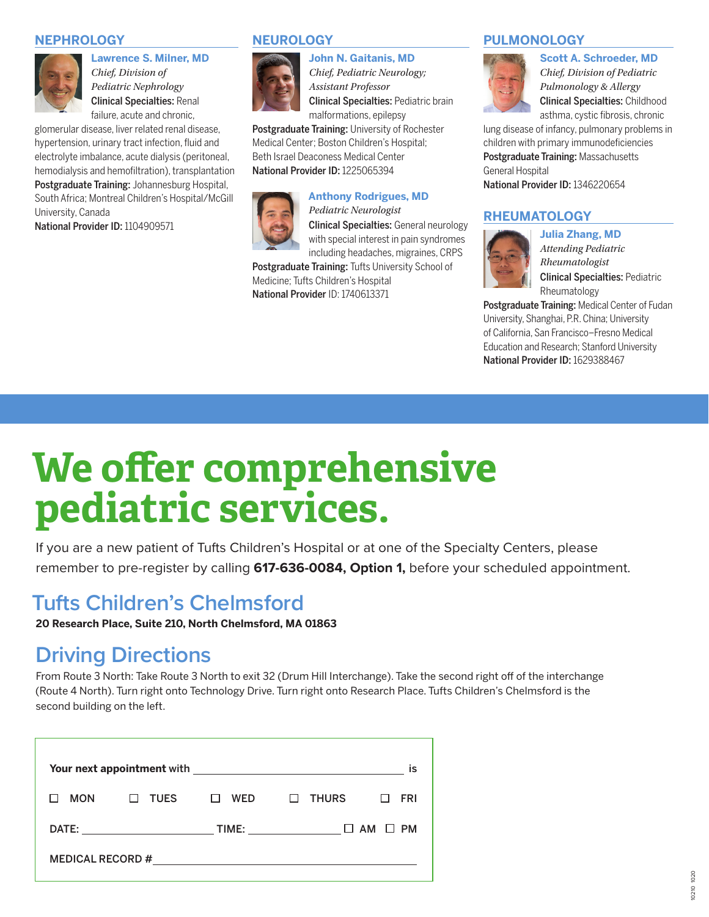## NEPHROLOGY

### Lawrence S. Milner, MD

*Chief, Division of Pediatric Nephrology*

**Clinical Specialties:** Renal failure, acute and chronic, glomerular disease, liver related renal disease, hypertension, urinary tract infection, fluid and electrolyte imbalance, acute dialysis (peritoneal, hemodialysis and hemofiltration), transplantation

**Postgraduate Training:** Johannesburg Hospital, South Africa; Montreal Children's Hospital/McGill University, Canada

**National Provider ID:** 1104909571

## NEUROLOGY

### John N. Gaitanis, MD

*Chief, Pediatric Neurology; Assistant Professor*

**Clinical Specialties:** Pediatric brain malformations, epilepsy

**Postgraduate Training:** University of Rochester Medical Center; Boston Children's Hospital; Beth Israel Deaconess Medical Center

**National Provider ID:** 1225065394

### Anthony Rodrigues, MD

*Pediatric Neurologist*

**Clinical Specialties:** General neurology with special interest in pain syndromes including headaches, migraines, CRPS

**Postgraduate Training:** Tufts University School of Medicine; Tufts Children's Hospital

**National Provider** ID: 1740613371

## PULMONOLOGY

### Scott A. Schroeder, MD

*Chief, Division of Pediatric Pulmonology & Allergy*

**Clinical Specialties:** Childhood asthma, cystic fibrosis, chronic lung disease of infancy, pulmonary problems in children with primary immunodeficiencies

**Postgraduate Training:** Massachusetts General Hospital

**National Provider ID:** 1346220654

## RHEUMATOLOGY

### Julia Zhang, MD

*Attending Pediatric Rheumatologist*

**Clinical Specialties:** Pediatric Rheumatology

**Postgraduate Training:** Medical Center of Fudan University, Shanghai, P.R. China; University of California, San Francisco–Fresno Medical Education and Research; Stanford University

**National Provider ID:** 1629388467

# We offer comprehensive pediatric services.

If you are a new patient of Tufts Children's Hospital or at one of the Specialty Centers, please remember to pre-register by calling **617-636-0084, Option 1,** before your scheduled appointment.

## Tufts Children's Chelmsford

**20 Research Place, Suite 210, North Chelmsford, MA 01863**

## Driving Directions

From Route 3 North: Take Route 3 North to exit 32 (Drum Hill Interchange). Take the second right off of the interchange (Route 4 North). Turn right onto Technology Drive. Turn right onto Research Place. Tufts Children's Chelmsford is the second building on the left.

**Your next appointment with** ______________________________ **is**

☐ MON ☐ TUES ☐ WED ☐ THURS ☐ FRI

DATE: ____________________ TIME: ______________ ☐ AM ☐ PM

MEDICAL RECORD # ______________________________